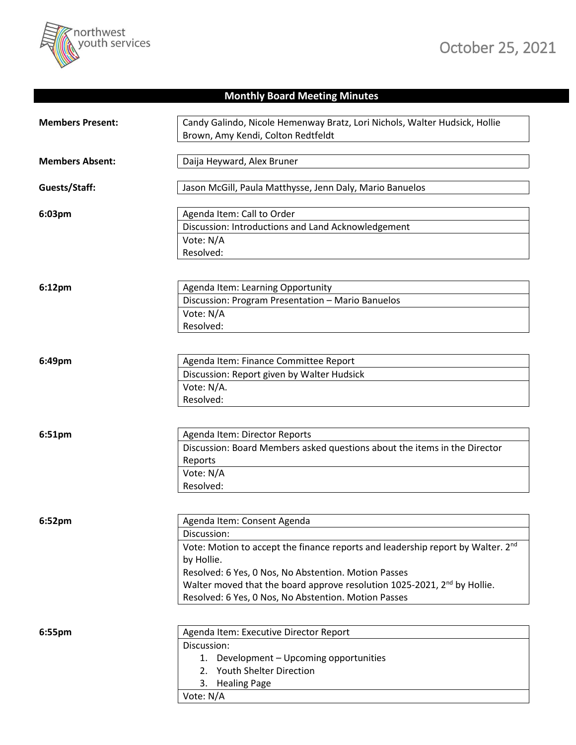northwest youth services

October 25, 2021

## Monthly Board Meeting Minutes

**Members Present:** Candy Galindo, Nicole Hemenway Bratz, Lori Nichols, Walter Hudsick, Hollie Brown, Amy Kendi, Colton Redtfeldt

**Members Absent:** Daija Heyward, Alex Bruner

**Guests/Staff:** Jason McGill, Paula Matthysse, Jenn Daly, Mario Banuelos

**6:03pm**

Agenda Item: Call to Order
Discussion: Introductions and Land Acknowledgement
Vote: N/A
Resolved:

**6:12pm**

Agenda Item: Learning Opportunity
Discussion: Program Presentation – Mario Banuelos
Vote: N/A
Resolved:

**6:49pm**

Agenda Item: Finance Committee Report
Discussion: Report given by Walter Hudsick
Vote: N/A.
Resolved:

**6:51pm**

Agenda Item: Director Reports
Discussion: Board Members asked questions about the items in the Director Reports
Vote: N/A
Resolved:

**6:52pm**

Agenda Item: Consent Agenda
Discussion:
Vote: Motion to accept the finance reports and leadership report by Walter. 2nd by Hollie.
Resolved: 6 Yes, 0 Nos, No Abstention. Motion Passes
Walter moved that the board approve resolution 1025-2021, 2nd by Hollie.
Resolved: 6 Yes, 0 Nos, No Abstention. Motion Passes

**6:55pm**

Agenda Item: Executive Director Report
Discussion:

1. Development – Upcoming opportunities
2. Youth Shelter Direction
3. Healing Page

Vote: N/A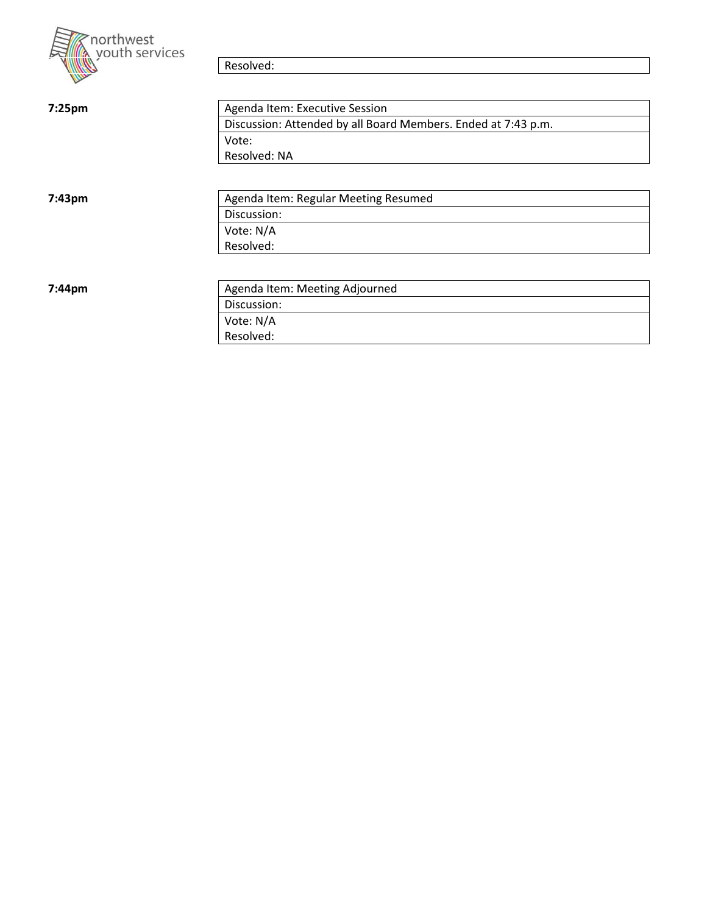| |
|---|
| Resolved: |

**7:25pm**

| |
|---|
| Agenda Item: Executive Session |
| Discussion: Attended by all Board Members. Ended at 7:43 p.m. |
| Vote: |
| Resolved: NA |

**7:43pm**

| |
|---|
| Agenda Item: Regular Meeting Resumed |
| Discussion: |
| Vote: N/A |
| Resolved: |

**7:44pm**

| |
|---|
| Agenda Item: Meeting Adjourned |
| Discussion: |
| Vote: N/A |
| Resolved: |